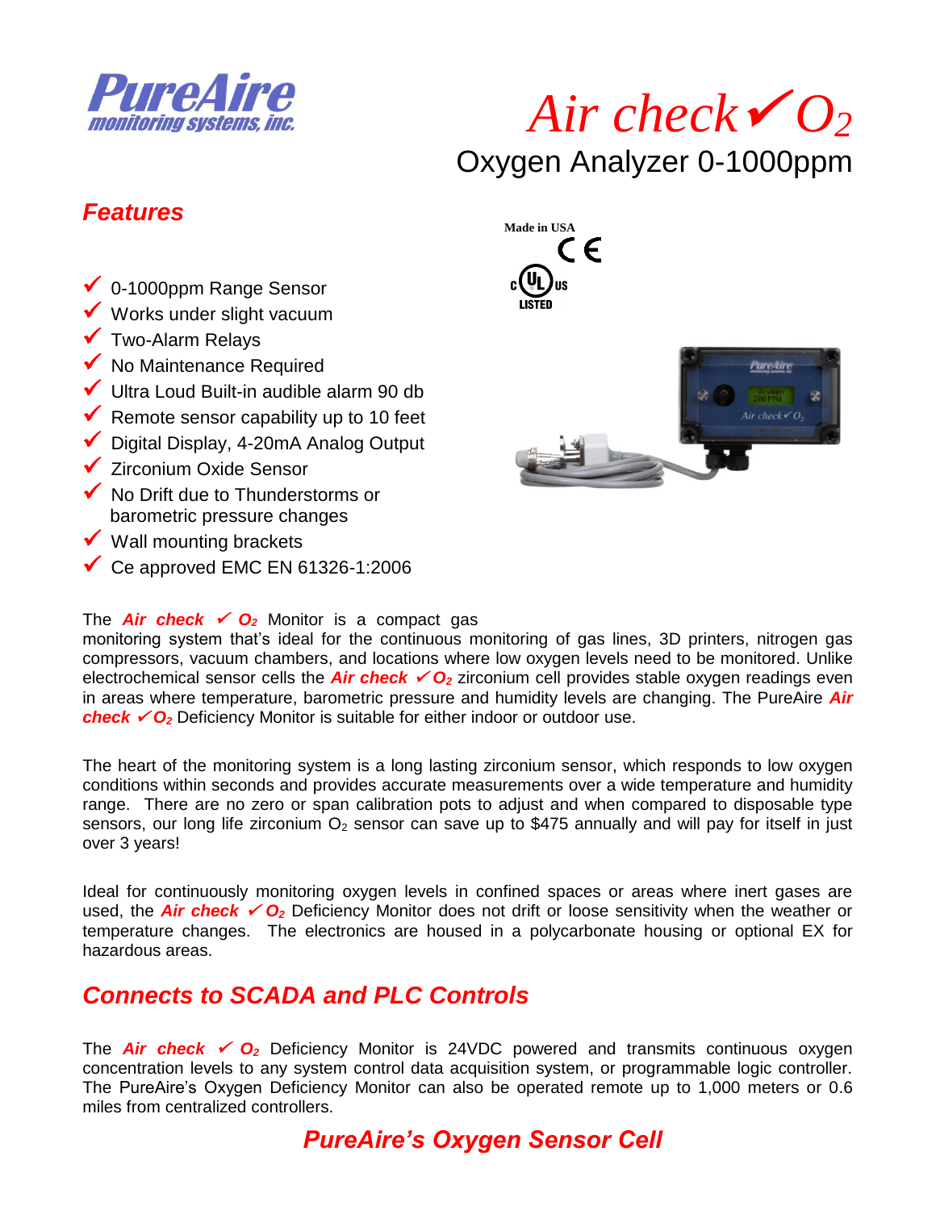PureAire monitoring systems, inc.

# Air check ✓ $O_2$

## Oxygen Analyzer 0-1000ppm

Made in USA

## Features

- ✓ 0-1000ppm Range Sensor
- ✓ Works under slight vacuum
- ✓ Two-Alarm Relays
- ✓ No Maintenance Required
- ✓ Ultra Loud Built-in audible alarm 90 db
- ✓ Remote sensor capability up to 10 feet
- ✓ Digital Display, 4-20mA Analog Output
- ✓ Zirconium Oxide Sensor
- ✓ No Drift due to Thunderstorms or barometric pressure changes
- ✓ Wall mounting brackets
- ✓ Ce approved EMC EN 61326-1:2006

The ***Air check ✓ $O_2$*** Monitor is a compact gas monitoring system that's ideal for the continuous monitoring of gas lines, 3D printers, nitrogen gas compressors, vacuum chambers, and locations where low oxygen levels need to be monitored. Unlike electrochemical sensor cells the ***Air check ✓ $O_2$*** zirconium cell provides stable oxygen readings even in areas where temperature, barometric pressure and humidity levels are changing. The PureAire ***Air check ✓ $O_2$*** Deficiency Monitor is suitable for either indoor or outdoor use.

The heart of the monitoring system is a long lasting zirconium sensor, which responds to low oxygen conditions within seconds and provides accurate measurements over a wide temperature and humidity range. There are no zero or span calibration pots to adjust and when compared to disposable type sensors, our long life zirconium $O_2$ sensor can save up to $475 annually and will pay for itself in just over 3 years!

Ideal for continuously monitoring oxygen levels in confined spaces or areas where inert gases are used, the ***Air check ✓ $O_2$*** Deficiency Monitor does not drift or loose sensitivity when the weather or temperature changes. The electronics are housed in a polycarbonate housing or optional EX for hazardous areas.

## *Connects to SCADA and PLC Controls*

The ***Air check ✓ $O_2$*** Deficiency Monitor is 24VDC powered and transmits continuous oxygen concentration levels to any system control data acquisition system, or programmable logic controller. The PureAire's Oxygen Deficiency Monitor can also be operated remote up to 1,000 meters or 0.6 miles from centralized controllers.

## *PureAire's Oxygen Sensor Cell*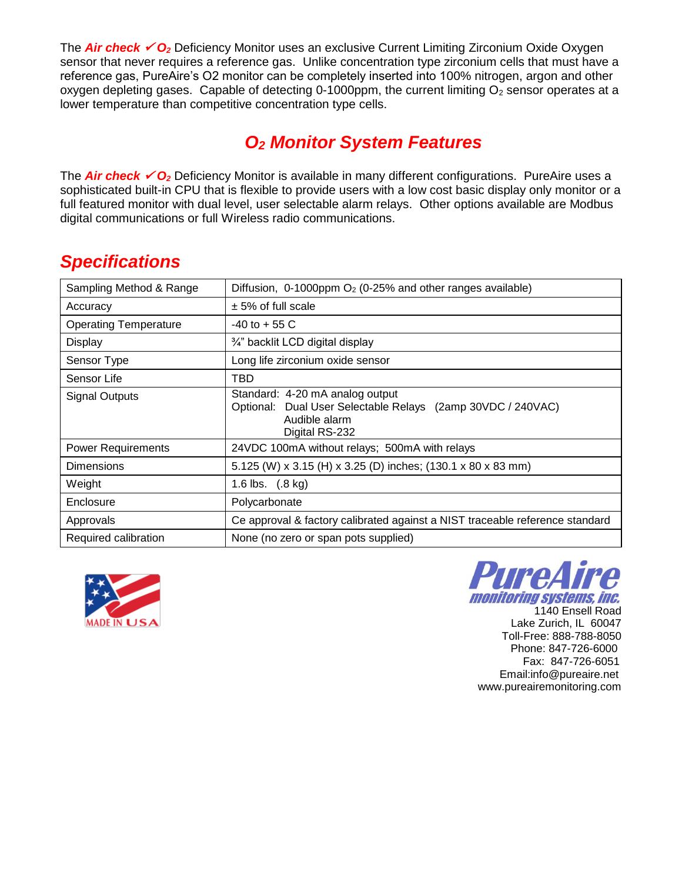The ***Air check ✓$O_2$*** Deficiency Monitor uses an exclusive Current Limiting Zirconium Oxide Oxygen sensor that never requires a reference gas. Unlike concentration type zirconium cells that must have a reference gas, PureAire's O2 monitor can be completely inserted into 100% nitrogen, argon and other oxygen depleting gases. Capable of detecting 0-1000ppm, the current limiting $O_2$ sensor operates at a lower temperature than competitive concentration type cells.

## *$O_2$ Monitor System Features*

The ***Air check ✓$O_2$*** Deficiency Monitor is available in many different configurations. PureAire uses a sophisticated built-in CPU that is flexible to provide users with a low cost basic display only monitor or a full featured monitor with dual level, user selectable alarm relays. Other options available are Modbus digital communications or full Wireless radio communications.

## *Specifications*

| | |
|---|---|
| Sampling Method & Range | Diffusion, 0-1000ppm $O_2$ (0-25% and other ranges available) |
| Accuracy | ± 5% of full scale |
| Operating Temperature | -40 to + 55 C |
| Display | ¾" backlit LCD digital display |
| Sensor Type | Long life zirconium oxide sensor |
| Sensor Life | TBD |
| Signal Outputs | Standard: 4-20 mA analog output<br>Optional: Dual User Selectable Relays (2amp 30VDC / 240VAC)<br>Audible alarm<br>Digital RS-232 |
| Power Requirements | 24VDC 100mA without relays; 500mA with relays |
| Dimensions | 5.125 (W) x 3.15 (H) x 3.25 (D) inches; (130.1 x 80 x 83 mm) |
| Weight | 1.6 lbs. (.8 kg) |
| Enclosure | Polycarbonate |
| Approvals | Ce approval & factory calibrated against a NIST traceable reference standard |
| Required calibration | None (no zero or span pots supplied) |

MADE IN USA

**PureAire monitoring systems, inc.**
1140 Ensell Road
Lake Zurich, IL 60047
Toll-Free: 888-788-8050
Phone: 847-726-6000
Fax: 847-726-6051
Email:info@pureaire.net
www.pureairemonitoring.com